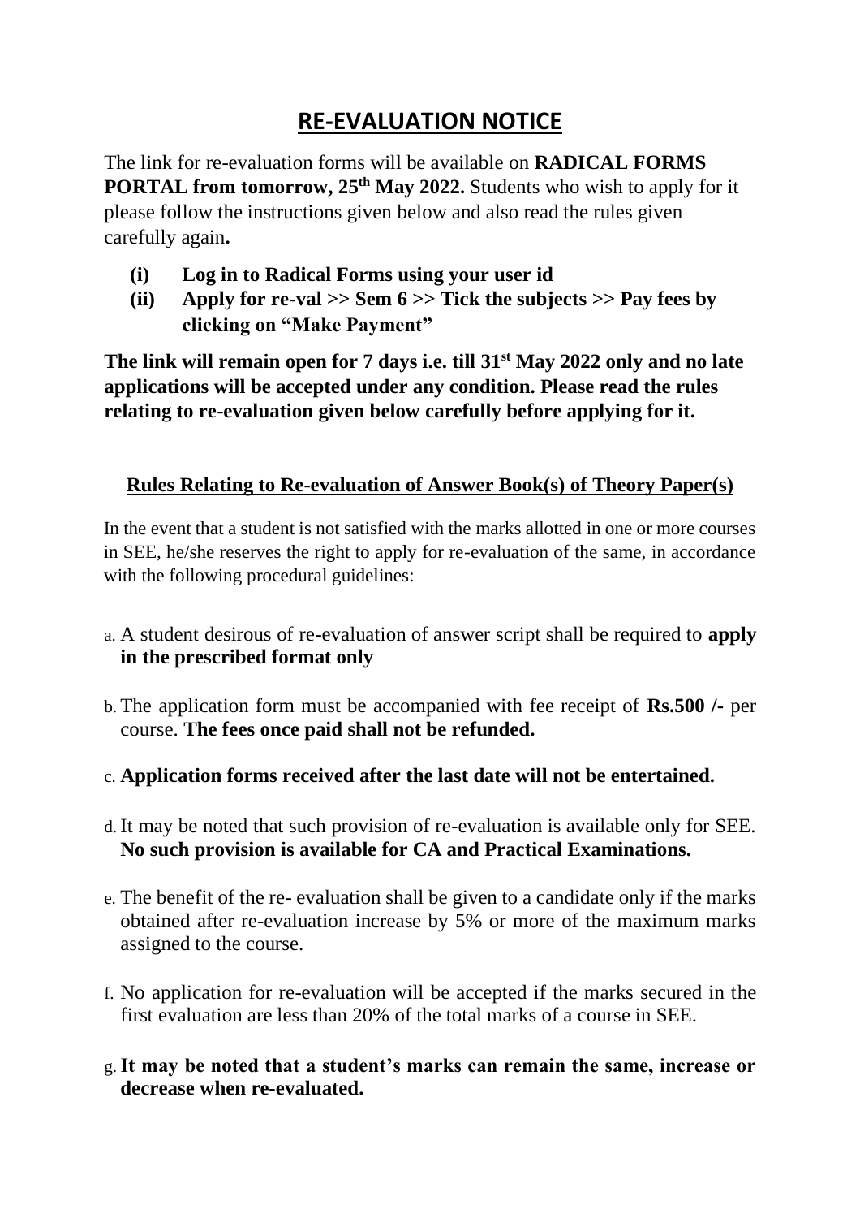# RE-EVALUATION NOTICE

The link for re-evaluation forms will be available on **RADICAL FORMS PORTAL from tomorrow, 25th May 2022.** Students who wish to apply for it please follow the instructions given below and also read the rules given carefully again**.**

**(i) Log in to Radical Forms using your user id**

**(ii) Apply for re-val >> Sem 6 >> Tick the subjects >> Pay fees by clicking on "Make Payment"**

**The link will remain open for 7 days i.e. till 31st May 2022 only and no late applications will be accepted under any condition. Please read the rules relating to re-evaluation given below carefully before applying for it.**

## Rules Relating to Re-evaluation of Answer Book(s) of Theory Paper(s)

In the event that a student is not satisfied with the marks allotted in one or more courses in SEE, he/she reserves the right to apply for re-evaluation of the same, in accordance with the following procedural guidelines:

a. A student desirous of re-evaluation of answer script shall be required to **apply in the prescribed format only**

b. The application form must be accompanied with fee receipt of **Rs.500 /-** per course. **The fees once paid shall not be refunded.**

c. **Application forms received after the last date will not be entertained.**

d. It may be noted that such provision of re-evaluation is available only for SEE. **No such provision is available for CA and Practical Examinations.**

e. The benefit of the re- evaluation shall be given to a candidate only if the marks obtained after re-evaluation increase by 5% or more of the maximum marks assigned to the course.

f. No application for re-evaluation will be accepted if the marks secured in the first evaluation are less than 20% of the total marks of a course in SEE.

g. **It may be noted that a student's marks can remain the same, increase or decrease when re-evaluated.**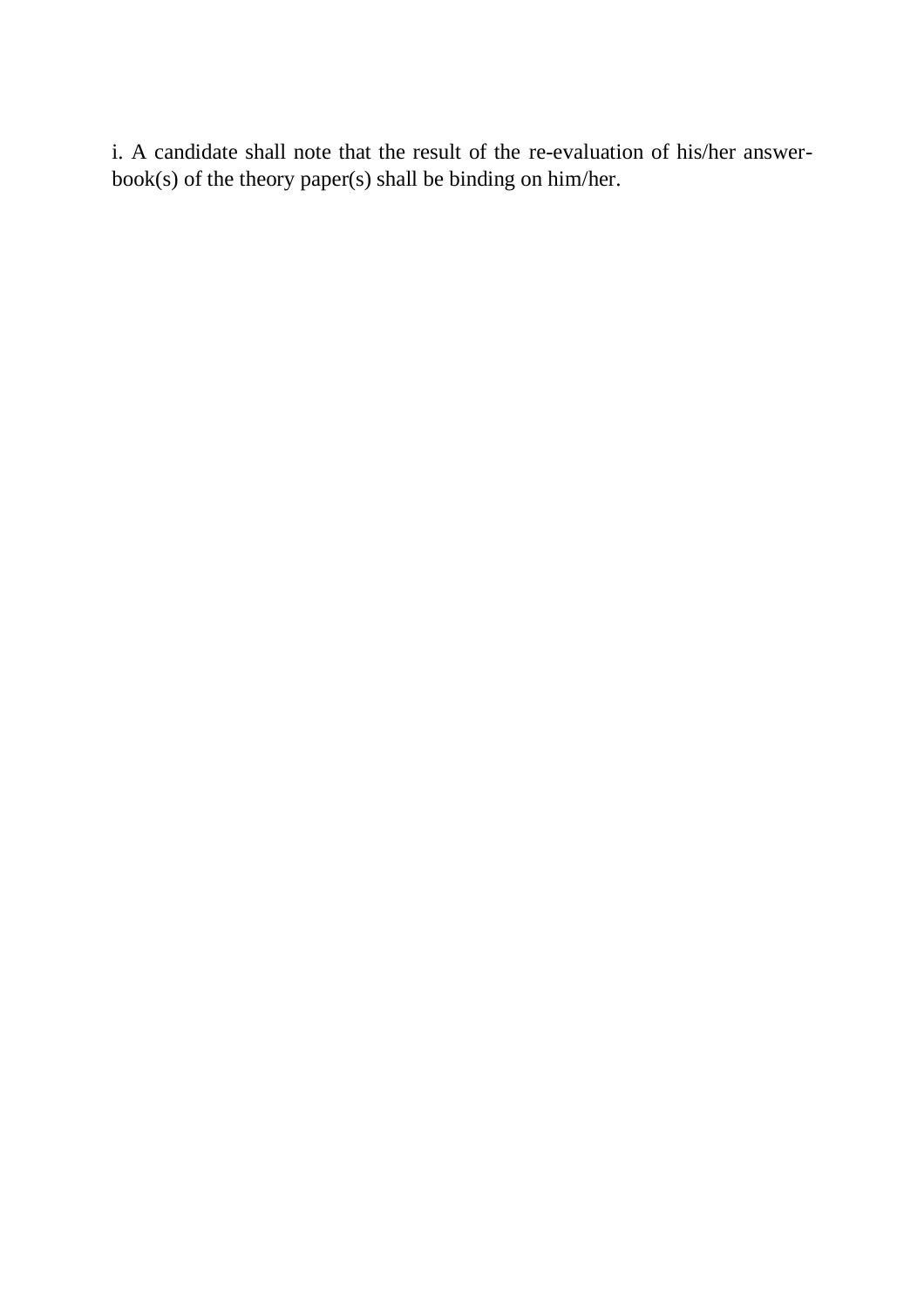i. A candidate shall note that the result of the re-evaluation of his/her answer-book(s) of the theory paper(s) shall be binding on him/her.